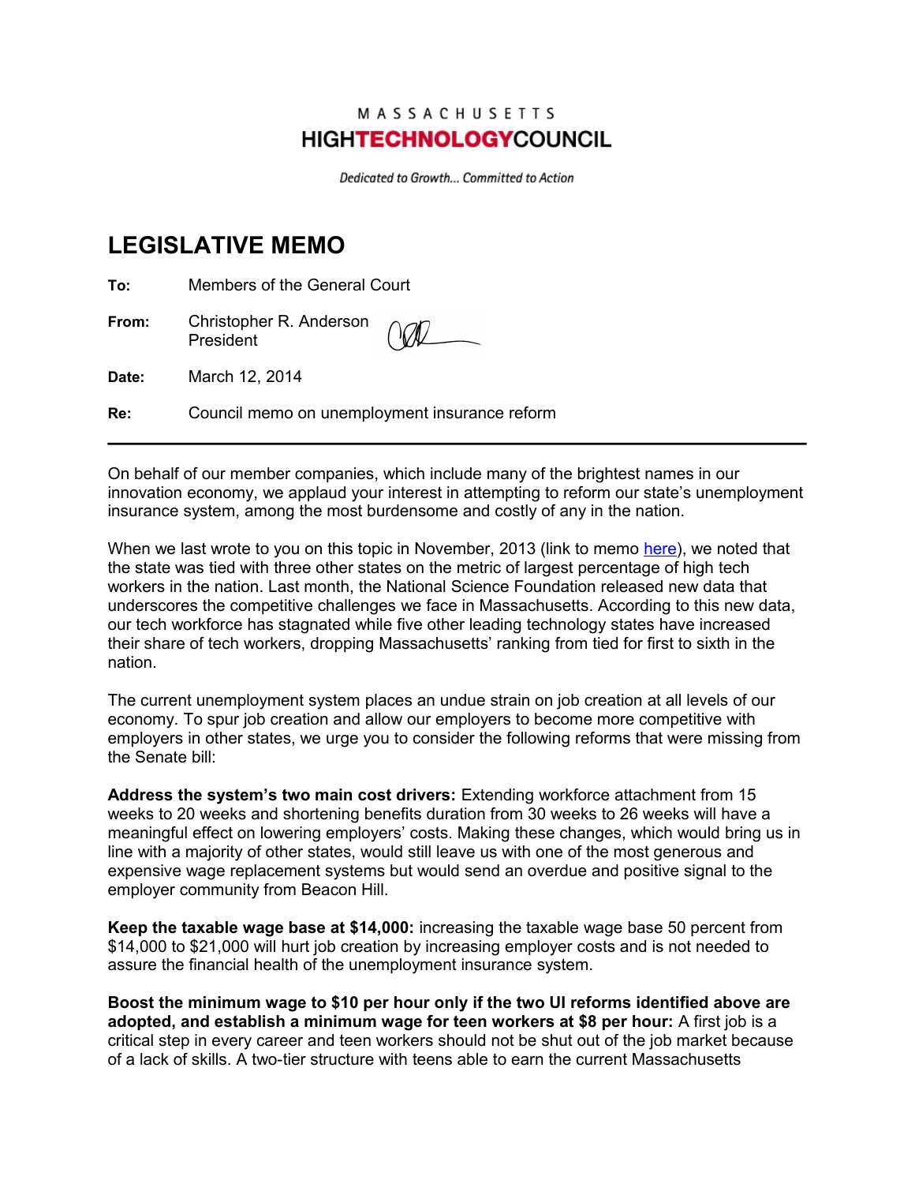MASSACHUSETTS
**HIGHTECHNOLOGYCOUNCIL**

*Dedicated to Growth... Committed to Action*

# LEGISLATIVE MEMO

**To:** Members of the General Court

**From:** Christopher R. Anderson
President

**Date:** March 12, 2014

**Re:** Council memo on unemployment insurance reform

---

On behalf of our member companies, which include many of the brightest names in our innovation economy, we applaud your interest in attempting to reform our state's unemployment insurance system, among the most burdensome and costly of any in the nation.

When we last wrote to you on this topic in November, 2013 (link to memo here), we noted that the state was tied with three other states on the metric of largest percentage of high tech workers in the nation. Last month, the National Science Foundation released new data that underscores the competitive challenges we face in Massachusetts. According to this new data, our tech workforce has stagnated while five other leading technology states have increased their share of tech workers, dropping Massachusetts' ranking from tied for first to sixth in the nation.

The current unemployment system places an undue strain on job creation at all levels of our economy. To spur job creation and allow our employers to become more competitive with employers in other states, we urge you to consider the following reforms that were missing from the Senate bill:

**Address the system's two main cost drivers:** Extending workforce attachment from 15 weeks to 20 weeks and shortening benefits duration from 30 weeks to 26 weeks will have a meaningful effect on lowering employers' costs. Making these changes, which would bring us in line with a majority of other states, would still leave us with one of the most generous and expensive wage replacement systems but would send an overdue and positive signal to the employer community from Beacon Hill.

**Keep the taxable wage base at $14,000:** increasing the taxable wage base 50 percent from $14,000 to $21,000 will hurt job creation by increasing employer costs and is not needed to assure the financial health of the unemployment insurance system.

**Boost the minimum wage to $10 per hour only if the two UI reforms identified above are adopted, and establish a minimum wage for teen workers at $8 per hour:** A first job is a critical step in every career and teen workers should not be shut out of the job market because of a lack of skills. A two-tier structure with teens able to earn the current Massachusetts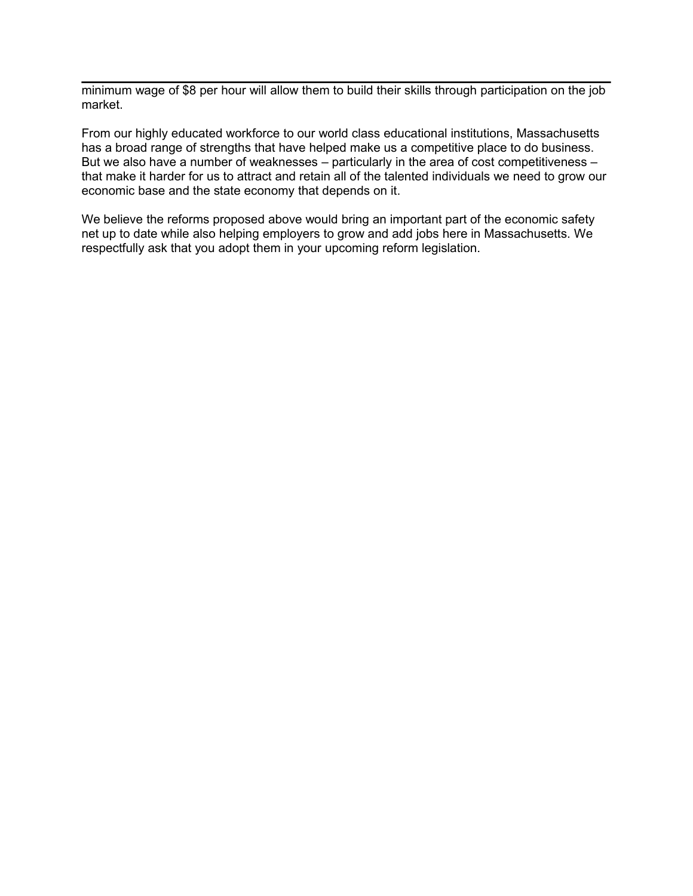minimum wage of $8 per hour will allow them to build their skills through participation on the job market.

From our highly educated workforce to our world class educational institutions, Massachusetts has a broad range of strengths that have helped make us a competitive place to do business. But we also have a number of weaknesses – particularly in the area of cost competitiveness – that make it harder for us to attract and retain all of the talented individuals we need to grow our economic base and the state economy that depends on it.

We believe the reforms proposed above would bring an important part of the economic safety net up to date while also helping employers to grow and add jobs here in Massachusetts. We respectfully ask that you adopt them in your upcoming reform legislation.